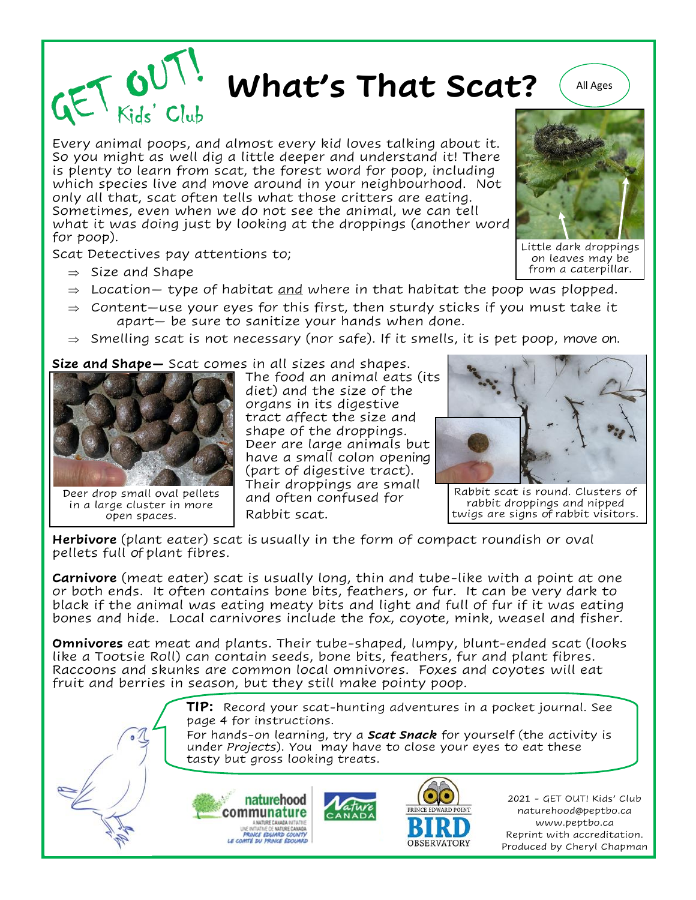GET OUT! Kids' Club

# What's That Scat?

All Ages

Every animal poops, and almost every kid loves talking about it. So you might as well dig a little deeper and understand it! There is plenty to learn from scat, the forest word for poop, including which species live and move around in your neighbourhood. Not only all that, scat often tells what those critters are eating. Sometimes, even when we do not see the animal, we can tell what it was doing just by looking at the droppings (another word for poop).

Little dark droppings on leaves may be from a caterpillar.

Scat Detectives pay attentions to;

- ⇒ Size and Shape
- ⇒ Location— type of habitat <u>and</u> where in that habitat the poop was plopped.
- ⇒ Content—use your eyes for this first, then sturdy sticks if you must take it apart— be sure to sanitize your hands when done.
- ⇒ Smelling scat is not necessary (nor safe). If it smells, it is pet poop, move on.

**Size and Shape—** Scat comes in all sizes and shapes. The food an animal eats (its diet) and the size of the organs in its digestive tract affect the size and shape of the droppings. Deer are large animals but have a small colon opening (part of digestive tract). Their droppings are small and often confused for Rabbit scat.

Deer drop small oval pellets in a large cluster in more open spaces.

Rabbit scat is round. Clusters of rabbit droppings and nipped twigs are signs of rabbit visitors.

**Herbivore** (plant eater) scat is usually in the form of compact roundish or oval pellets full of plant fibres.

**Carnivore** (meat eater) scat is usually long, thin and tube-like with a point at one or both ends. It often contains bone bits, feathers, or fur. It can be very dark to black if the animal was eating meaty bits and light and full of fur if it was eating bones and hide. Local carnivores include the fox, coyote, mink, weasel and fisher.

**Omnivores** eat meat and plants. Their tube-shaped, lumpy, blunt-ended scat (looks like a Tootsie Roll) can contain seeds, bone bits, feathers, fur and plant fibres. Raccoons and skunks are common local omnivores. Foxes and coyotes will eat fruit and berries in season, but they still make pointy poop.

**TIP:** Record your scat-hunting adventures in a pocket journal. See page 4 for instructions.
For hands-on learning, try a ***Scat Snack*** for yourself (the activity is under *Projects*). You may have to close your eyes to eat these tasty but gross looking treats.

naturehood communature — A Nature Canada Initiative / Une initiative de Nature Canada — Prince Edward County / Le Comté du Prince Édouard

Nature Canada

Prince Edward Point Bird Observatory

2021 - GET OUT! Kids' Club
naturehood@peptbo.ca
www.peptbo.ca
Reprint with accreditation.
Produced by Cheryl Chapman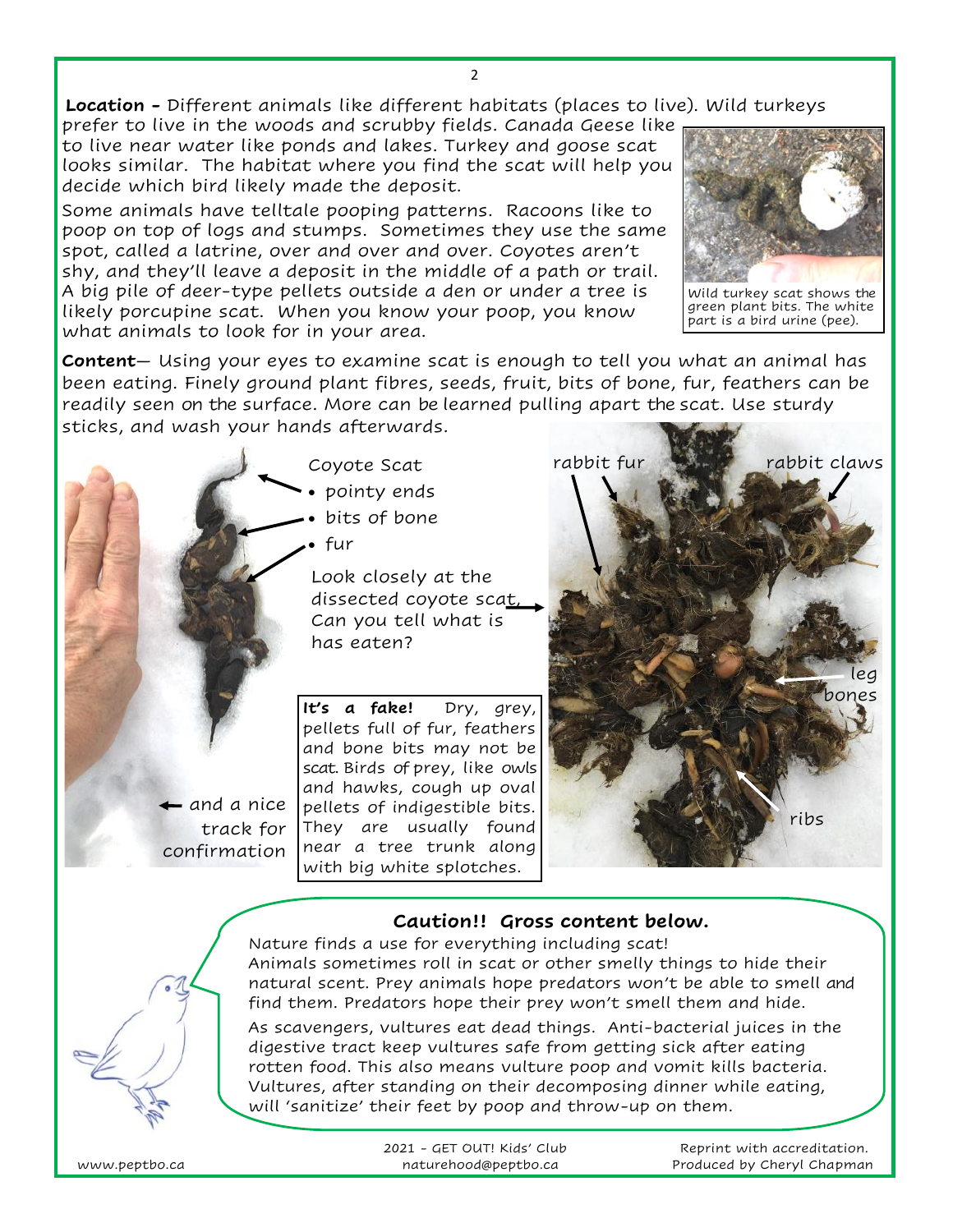**Location -** Different animals like different habitats (places to live). Wild turkeys prefer to live in the woods and scrubby fields. Canada Geese like to live near water like ponds and lakes. Turkey and goose scat looks similar. The habitat where you find the scat will help you decide which bird likely made the deposit.

Some animals have telltale pooping patterns. Racoons like to poop on top of logs and stumps. Sometimes they use the same spot, called a latrine, over and over and over. Coyotes aren't shy, and they'll leave a deposit in the middle of a path or trail. A big pile of deer-type pellets outside a den or under a tree is likely porcupine scat. When you know your poop, you know what animals to look for in your area.

Wild turkey scat shows the green plant bits. The white part is a bird urine (pee).

**Content**— Using your eyes to examine scat is enough to tell you what an animal has been eating. Finely ground plant fibres, seeds, fruit, bits of bone, fur, feathers can be readily seen on the surface. More can be learned pulling apart the scat. Use sturdy sticks, and wash your hands afterwards.

Coyote Scat

- pointy ends
- bits of bone
- fur

Look closely at the dissected coyote scat. Can you tell what is has eaten?

← and a nice track for confirmation

**It's a fake!** Dry, grey, pellets full of fur, feathers and bone bits may not be scat. Birds of prey, like owls and hawks, cough up oval pellets of indigestible bits. They are usually found near a tree trunk along with big white splotches.

rabbit fur — rabbit claws — leg bones — ribs

### Caution!! Gross content below.

Nature finds a use for everything including scat!

Animals sometimes roll in scat or other smelly things to hide their natural scent. Prey animals hope predators won't be able to smell and find them. Predators hope their prey won't smell them and hide.

As scavengers, vultures eat dead things. Anti-bacterial juices in the digestive tract keep vultures safe from getting sick after eating rotten food. This also means vulture poop and vomit kills bacteria. Vultures, after standing on their decomposing dinner while eating, will 'sanitize' their feet by poop and throw-up on them.

www.peptbo.ca — 2021 - GET OUT! Kids' Club naturehood@peptbo.ca — Reprint with accreditation. Produced by Cheryl Chapman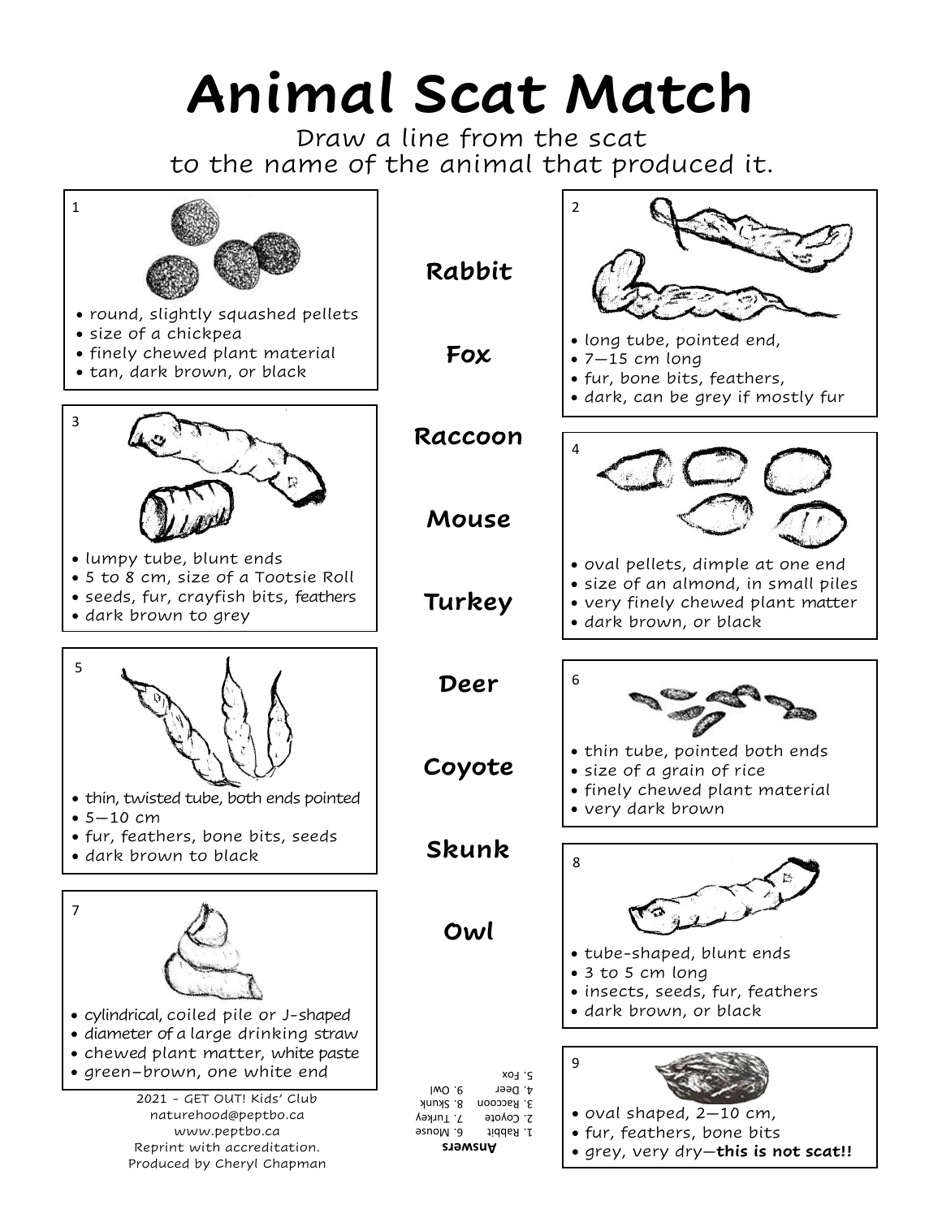# Animal Scat Match

Draw a line from the scat to the name of the animal that produced it.

**1**

- round, slightly squashed pellets
- size of a chickpea
- finely chewed plant material
- tan, dark brown, or black

**2**

- long tube, pointed end,
- 7—15 cm long
- fur, bone bits, feathers,
- dark, can be grey if mostly fur

**3**

- lumpy tube, blunt ends
- 5 to 8 cm, size of a Tootsie Roll
- seeds, fur, crayfish bits, feathers
- dark brown to grey

**4**

- oval pellets, dimple at one end
- size of an almond, in small piles
- very finely chewed plant matter
- dark brown, or black

**5**

- thin, twisted tube, both ends pointed
- 5—10 cm
- fur, feathers, bone bits, seeds
- dark brown to black

**6**

- thin tube, pointed both ends
- size of a grain of rice
- finely chewed plant material
- very dark brown

**7**

- cylindrical, coiled pile or J-shaped
- diameter of a large drinking straw
- chewed plant matter, white paste
- green—brown, one white end

**8**

- tube-shaped, blunt ends
- 3 to 5 cm long
- insects, seeds, fur, feathers
- dark brown, or black

**9**

- oval shaped, 2—10 cm,
- fur, feathers, bone bits
- grey, very dry—**this is not scat!!**

**Rabbit**

**Fox**

**Raccoon**

**Mouse**

**Turkey**

**Deer**

**Coyote**

**Skunk**

**Owl**

**Answers**

1. Rabbit
2. Coyote
3. Raccoon
4. Deer
5. Fox
6. Mouse
7. Turkey
8. Skunk
9. Owl

2021 - GET OUT! Kids' Club
naturehood@peptbo.ca
www.peptbo.ca
Reprint with accreditation.
Produced by Cheryl Chapman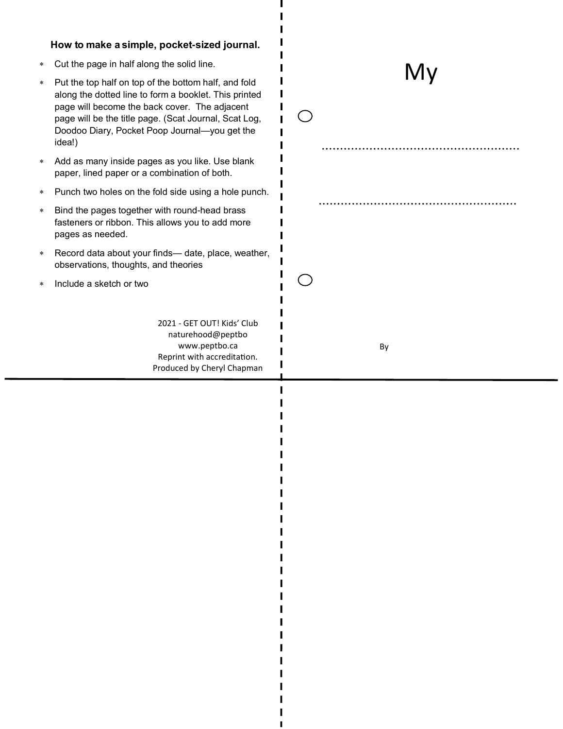**How to make a simple, pocket-sized journal.**

- Cut the page in half along the solid line.
- Put the top half on top of the bottom half, and fold along the dotted line to form a booklet. This printed page will become the back cover. The adjacent page will be the title page. (Scat Journal, Scat Log, Doodoo Diary, Pocket Poop Journal—you get the idea!)
- Add as many inside pages as you like. Use blank paper, lined paper or a combination of both.
- Punch two holes on the fold side using a hole punch.
- Bind the pages together with round-head brass fasteners or ribbon. This allows you to add more pages as needed.
- Record data about your finds— date, place, weather, observations, thoughts, and theories
- Include a sketch or two

2021 - GET OUT! Kids' Club
naturehood@peptbo
www.peptbo.ca
Reprint with accreditation.
Produced by Cheryl Chapman

My

.......................................................

.......................................................

By